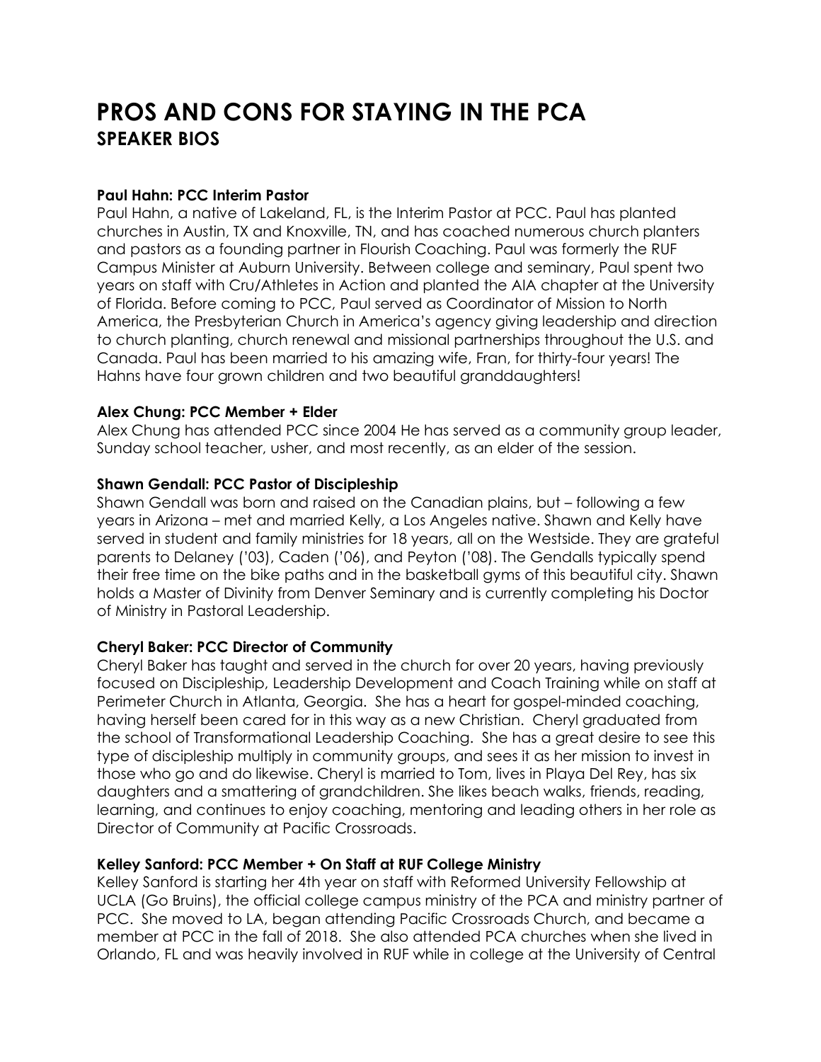# PROS AND CONS FOR STAYING IN THE PCA
## SPEAKER BIOS

**Paul Hahn: PCC Interim Pastor**
Paul Hahn, a native of Lakeland, FL, is the Interim Pastor at PCC. Paul has planted churches in Austin, TX and Knoxville, TN, and has coached numerous church planters and pastors as a founding partner in Flourish Coaching. Paul was formerly the RUF Campus Minister at Auburn University. Between college and seminary, Paul spent two years on staff with Cru/Athletes in Action and planted the AIA chapter at the University of Florida. Before coming to PCC, Paul served as Coordinator of Mission to North America, the Presbyterian Church in America's agency giving leadership and direction to church planting, church renewal and missional partnerships throughout the U.S. and Canada. Paul has been married to his amazing wife, Fran, for thirty-four years! The Hahns have four grown children and two beautiful granddaughters!

**Alex Chung: PCC Member + Elder**
Alex Chung has attended PCC since 2004 He has served as a community group leader, Sunday school teacher, usher, and most recently, as an elder of the session.

**Shawn Gendall: PCC Pastor of Discipleship**
Shawn Gendall was born and raised on the Canadian plains, but – following a few years in Arizona – met and married Kelly, a Los Angeles native. Shawn and Kelly have served in student and family ministries for 18 years, all on the Westside. They are grateful parents to Delaney ('03), Caden ('06), and Peyton ('08). The Gendalls typically spend their free time on the bike paths and in the basketball gyms of this beautiful city. Shawn holds a Master of Divinity from Denver Seminary and is currently completing his Doctor of Ministry in Pastoral Leadership.

**Cheryl Baker: PCC Director of Community**
Cheryl Baker has taught and served in the church for over 20 years, having previously focused on Discipleship, Leadership Development and Coach Training while on staff at Perimeter Church in Atlanta, Georgia. She has a heart for gospel-minded coaching, having herself been cared for in this way as a new Christian. Cheryl graduated from the school of Transformational Leadership Coaching. She has a great desire to see this type of discipleship multiply in community groups, and sees it as her mission to invest in those who go and do likewise. Cheryl is married to Tom, lives in Playa Del Rey, has six daughters and a smattering of grandchildren. She likes beach walks, friends, reading, learning, and continues to enjoy coaching, mentoring and leading others in her role as Director of Community at Pacific Crossroads.

**Kelley Sanford: PCC Member + On Staff at RUF College Ministry**
Kelley Sanford is starting her 4th year on staff with Reformed University Fellowship at UCLA (Go Bruins), the official college campus ministry of the PCA and ministry partner of PCC. She moved to LA, began attending Pacific Crossroads Church, and became a member at PCC in the fall of 2018. She also attended PCA churches when she lived in Orlando, FL and was heavily involved in RUF while in college at the University of Central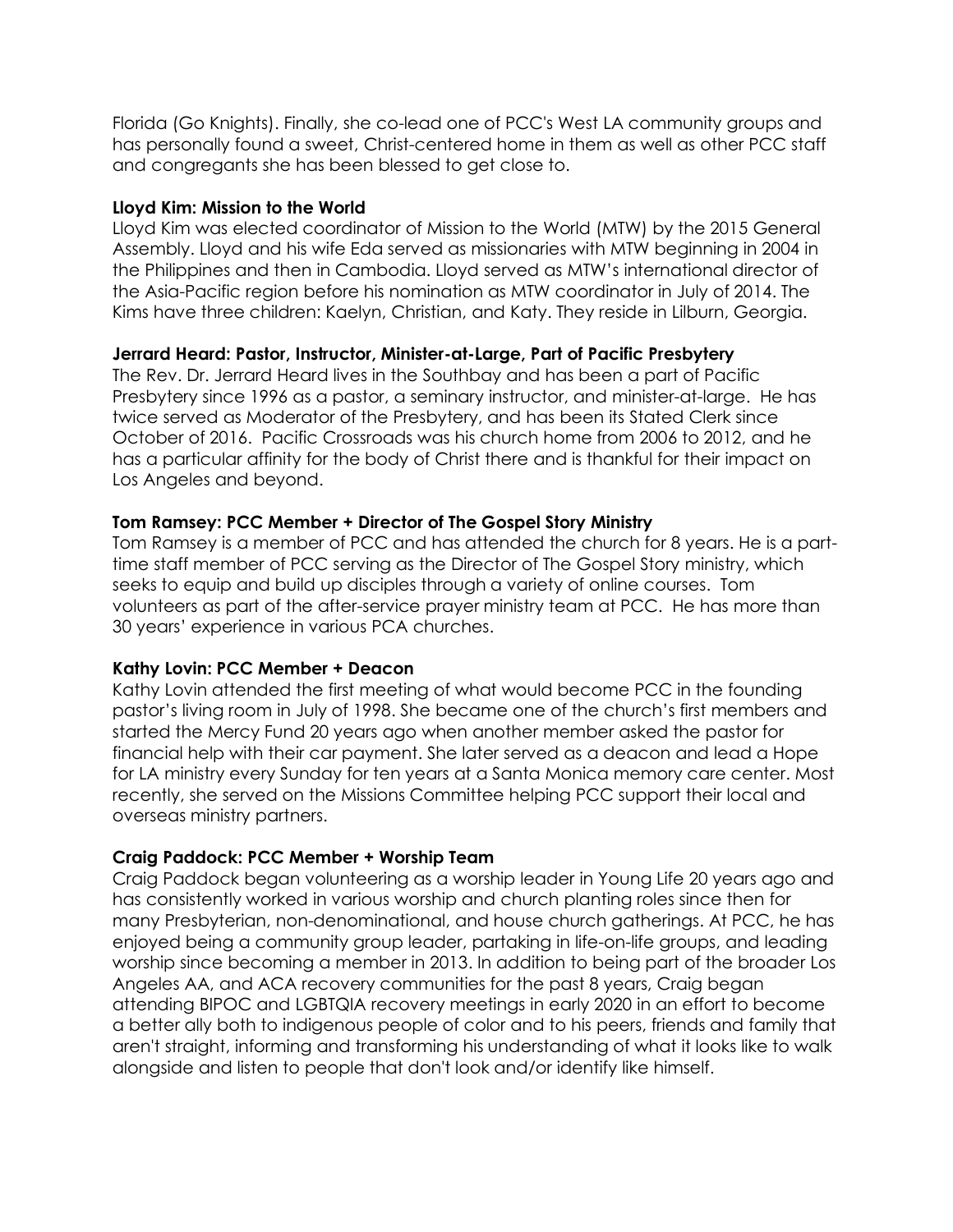Florida (Go Knights). Finally, she co-lead one of PCC's West LA community groups and has personally found a sweet, Christ-centered home in them as well as other PCC staff and congregants she has been blessed to get close to.

**Lloyd Kim: Mission to the World**

Lloyd Kim was elected coordinator of Mission to the World (MTW) by the 2015 General Assembly. Lloyd and his wife Eda served as missionaries with MTW beginning in 2004 in the Philippines and then in Cambodia. Lloyd served as MTW's international director of the Asia-Pacific region before his nomination as MTW coordinator in July of 2014. The Kims have three children: Kaelyn, Christian, and Katy. They reside in Lilburn, Georgia.

**Jerrard Heard: Pastor, Instructor, Minister-at-Large, Part of Pacific Presbytery**

The Rev. Dr. Jerrard Heard lives in the Southbay and has been a part of Pacific Presbytery since 1996 as a pastor, a seminary instructor, and minister-at-large. He has twice served as Moderator of the Presbytery, and has been its Stated Clerk since October of 2016. Pacific Crossroads was his church home from 2006 to 2012, and he has a particular affinity for the body of Christ there and is thankful for their impact on Los Angeles and beyond.

**Tom Ramsey: PCC Member + Director of The Gospel Story Ministry**

Tom Ramsey is a member of PCC and has attended the church for 8 years. He is a part-time staff member of PCC serving as the Director of The Gospel Story ministry, which seeks to equip and build up disciples through a variety of online courses. Tom volunteers as part of the after-service prayer ministry team at PCC. He has more than 30 years' experience in various PCA churches.

**Kathy Lovin: PCC Member + Deacon**

Kathy Lovin attended the first meeting of what would become PCC in the founding pastor's living room in July of 1998. She became one of the church's first members and started the Mercy Fund 20 years ago when another member asked the pastor for financial help with their car payment. She later served as a deacon and lead a Hope for LA ministry every Sunday for ten years at a Santa Monica memory care center. Most recently, she served on the Missions Committee helping PCC support their local and overseas ministry partners.

**Craig Paddock: PCC Member + Worship Team**

Craig Paddock began volunteering as a worship leader in Young Life 20 years ago and has consistently worked in various worship and church planting roles since then for many Presbyterian, non-denominational, and house church gatherings. At PCC, he has enjoyed being a community group leader, partaking in life-on-life groups, and leading worship since becoming a member in 2013. In addition to being part of the broader Los Angeles AA, and ACA recovery communities for the past 8 years, Craig began attending BIPOC and LGBTQIA recovery meetings in early 2020 in an effort to become a better ally both to indigenous people of color and to his peers, friends and family that aren't straight, informing and transforming his understanding of what it looks like to walk alongside and listen to people that don't look and/or identify like himself.